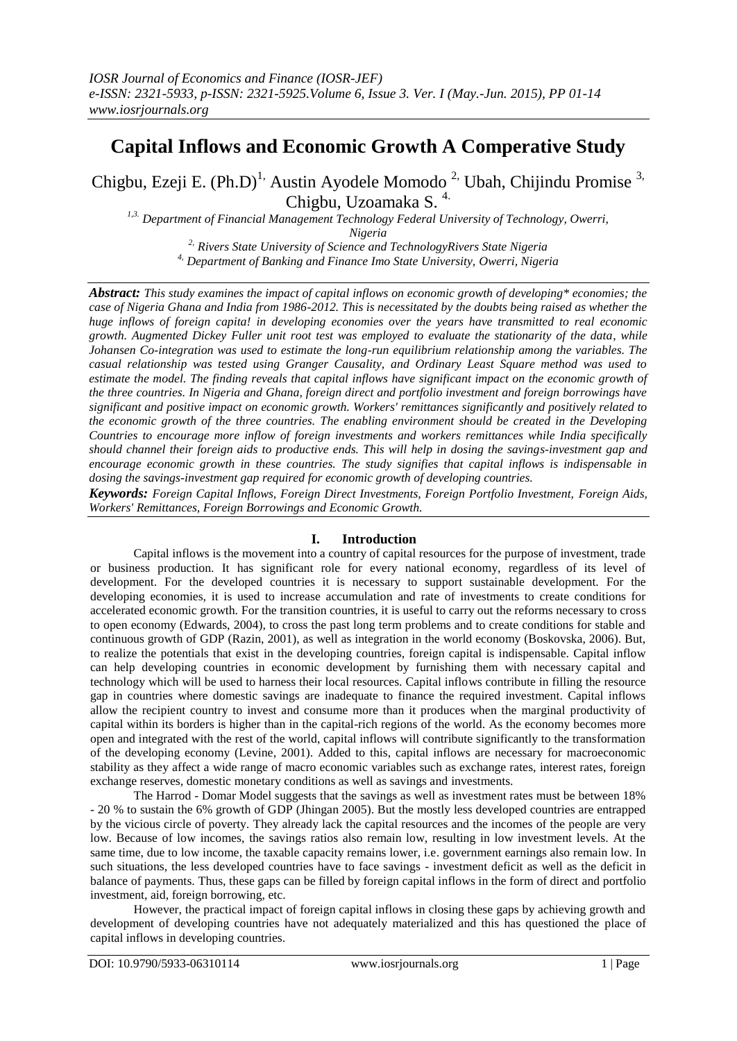# Capital Inflows and Economic Growth A Comperative Study

Chigbu, Ezeji E. (Ph.D)[1,] Austin Ayodele Momodo [2,] Ubah, Chijindu Promise [3,] Chigbu, Uzoamaka S. [4.]

*[1,3.] Department of Financial Management Technology Federal University of Technology, Owerri, Nigeria*
*[2,] Rivers State University of Science and TechnologyRivers State Nigeria*
*[4,] Department of Banking and Finance Imo State University, Owerri, Nigeria*

***Abstract:*** *This study examines the impact of capital inflows on economic growth of developing\* economies; the case of Nigeria Ghana and India from 1986-2012. This is necessitated by the doubts being raised as whether the huge inflows of foreign capita! in developing economies over the years have transmitted to real economic growth. Augmented Dickey Fuller unit root test was employed to evaluate the stationarity of the data, while Johansen Co-integration was used to estimate the long-run equilibrium relationship among the variables. The casual relationship was tested using Granger Causality, and Ordinary Least Square method was used to estimate the model. The finding reveals that capital inflows have significant impact on the economic growth of the three countries. In Nigeria and Ghana, foreign direct and portfolio investment and foreign borrowings have significant and positive impact on economic growth. Workers' remittances significantly and positively related to the economic growth of the three countries. The enabling environment should be created in the Developing Countries to encourage more inflow of foreign investments and workers remittances while India specifically should channel their foreign aids to productive ends. This will help in dosing the savings-investment gap and encourage economic growth in these countries. The study signifies that capital inflows is indispensable in dosing the savings-investment gap required for economic growth of developing countries.*

***Keywords:*** *Foreign Capital Inflows, Foreign Direct Investments, Foreign Portfolio Investment, Foreign Aids, Workers' Remittances, Foreign Borrowings and Economic Growth.*

## I. Introduction

Capital inflows is the movement into a country of capital resources for the purpose of investment, trade or business production. It has significant role for every national economy, regardless of its level of development. For the developed countries it is necessary to support sustainable development. For the developing economies, it is used to increase accumulation and rate of investments to create conditions for accelerated economic growth. For the transition countries, it is useful to carry out the reforms necessary to cross to open economy (Edwards, 2004), to cross the past long term problems and to create conditions for stable and continuous growth of GDP (Razin, 2001), as well as integration in the world economy (Boskovska, 2006). But, to realize the potentials that exist in the developing countries, foreign capital is indispensable. Capital inflow can help developing countries in economic development by furnishing them with necessary capital and technology which will be used to harness their local resources. Capital inflows contribute in filling the resource gap in countries where domestic savings are inadequate to finance the required investment. Capital inflows allow the recipient country to invest and consume more than it produces when the marginal productivity of capital within its borders is higher than in the capital-rich regions of the world. As the economy becomes more open and integrated with the rest of the world, capital inflows will contribute significantly to the transformation of the developing economy (Levine, 2001). Added to this, capital inflows are necessary for macroeconomic stability as they affect a wide range of macro economic variables such as exchange rates, interest rates, foreign exchange reserves, domestic monetary conditions as well as savings and investments.

The Harrod - Domar Model suggests that the savings as well as investment rates must be between 18% - 20 % to sustain the 6% growth of GDP (Jhingan 2005). But the mostly less developed countries are entrapped by the vicious circle of poverty. They already lack the capital resources and the incomes of the people are very low. Because of low incomes, the savings ratios also remain low, resulting in low investment levels. At the same time, due to low income, the taxable capacity remains lower, i.e. government earnings also remain low. In such situations, the less developed countries have to face savings - investment deficit as well as the deficit in balance of payments. Thus, these gaps can be filled by foreign capital inflows in the form of direct and portfolio investment, aid, foreign borrowing, etc.

However, the practical impact of foreign capital inflows in closing these gaps by achieving growth and development of developing countries have not adequately materialized and this has questioned the place of capital inflows in developing countries.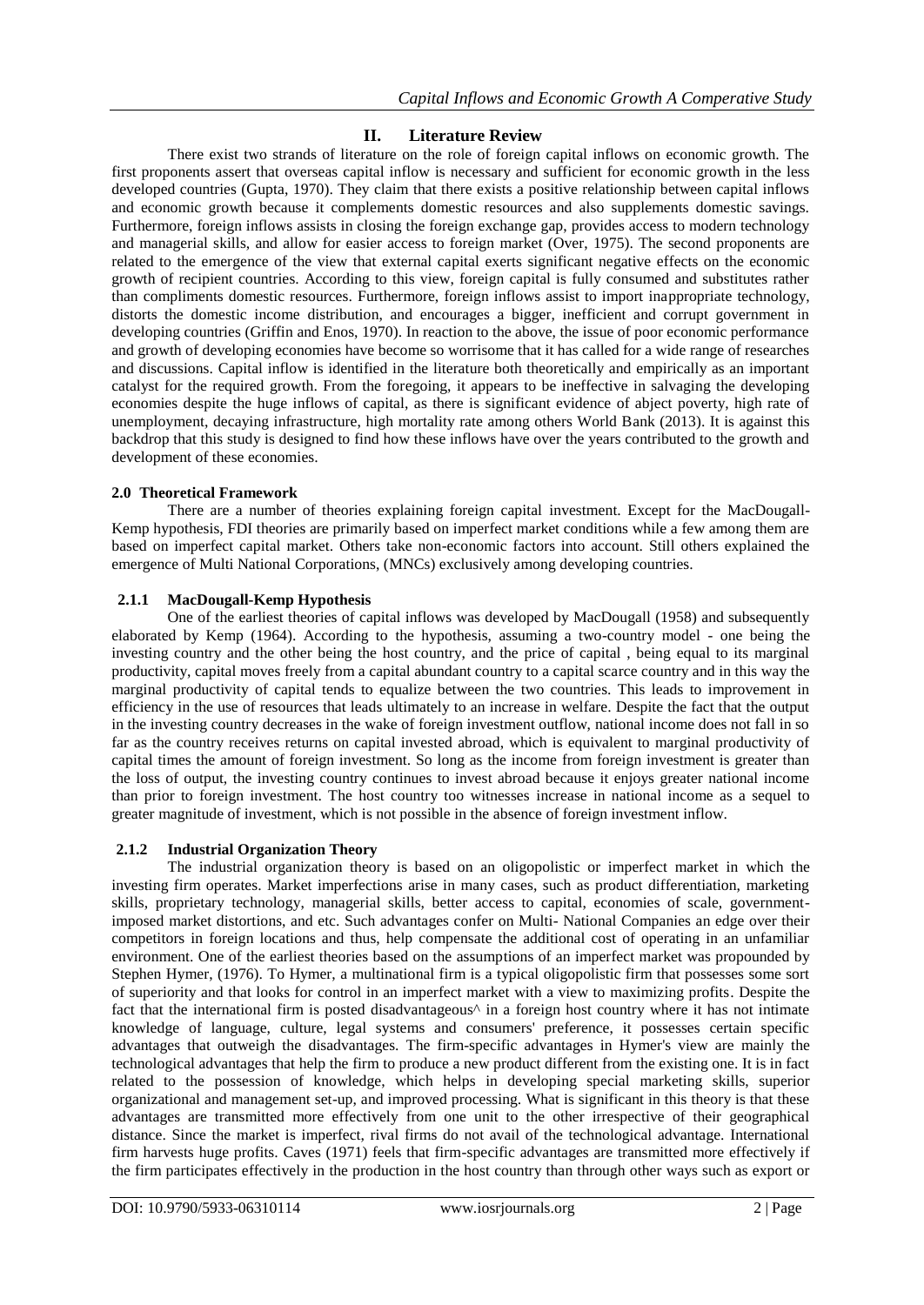## II. Literature Review

There exist two strands of literature on the role of foreign capital inflows on economic growth. The first proponents assert that overseas capital inflow is necessary and sufficient for economic growth in the less developed countries (Gupta, 1970). They claim that there exists a positive relationship between capital inflows and economic growth because it complements domestic resources and also supplements domestic savings. Furthermore, foreign inflows assists in closing the foreign exchange gap, provides access to modern technology and managerial skills, and allow for easier access to foreign market (Over, 1975). The second proponents are related to the emergence of the view that external capital exerts significant negative effects on the economic growth of recipient countries. According to this view, foreign capital is fully consumed and substitutes rather than compliments domestic resources. Furthermore, foreign inflows assist to import inappropriate technology, distorts the domestic income distribution, and encourages a bigger, inefficient and corrupt government in developing countries (Griffin and Enos, 1970). In reaction to the above, the issue of poor economic performance and growth of developing economies have become so worrisome that it has called for a wide range of researches and discussions. Capital inflow is identified in the literature both theoretically and empirically as an important catalyst for the required growth. From the foregoing, it appears to be ineffective in salvaging the developing economies despite the huge inflows of capital, as there is significant evidence of abject poverty, high rate of unemployment, decaying infrastructure, high mortality rate among others World Bank (2013). It is against this backdrop that this study is designed to find how these inflows have over the years contributed to the growth and development of these economies.

### 2.0 Theoretical Framework

There are a number of theories explaining foreign capital investment. Except for the MacDougall-Kemp hypothesis, FDI theories are primarily based on imperfect market conditions while a few among them are based on imperfect capital market. Others take non-economic factors into account. Still others explained the emergence of Multi National Corporations, (MNCs) exclusively among developing countries.

#### 2.1.1 MacDougall-Kemp Hypothesis

One of the earliest theories of capital inflows was developed by MacDougall (1958) and subsequently elaborated by Kemp (1964). According to the hypothesis, assuming a two-country model - one being the investing country and the other being the host country, and the price of capital , being equal to its marginal productivity, capital moves freely from a capital abundant country to a capital scarce country and in this way the marginal productivity of capital tends to equalize between the two countries. This leads to improvement in efficiency in the use of resources that leads ultimately to an increase in welfare. Despite the fact that the output in the investing country decreases in the wake of foreign investment outflow, national income does not fall in so far as the country receives returns on capital invested abroad, which is equivalent to marginal productivity of capital times the amount of foreign investment. So long as the income from foreign investment is greater than the loss of output, the investing country continues to invest abroad because it enjoys greater national income than prior to foreign investment. The host country too witnesses increase in national income as a sequel to greater magnitude of investment, which is not possible in the absence of foreign investment inflow.

#### 2.1.2 Industrial Organization Theory

The industrial organization theory is based on an oligopolistic or imperfect market in which the investing firm operates. Market imperfections arise in many cases, such as product differentiation, marketing skills, proprietary technology, managerial skills, better access to capital, economies of scale, government-imposed market distortions, and etc. Such advantages confer on Multi- National Companies an edge over their competitors in foreign locations and thus, help compensate the additional cost of operating in an unfamiliar environment. One of the earliest theories based on the assumptions of an imperfect market was propounded by Stephen Hymer, (1976). To Hymer, a multinational firm is a typical oligopolistic firm that possesses some sort of superiority and that looks for control in an imperfect market with a view to maximizing profits. Despite the fact that the international firm is posted disadvantageous^ in a foreign host country where it has not intimate knowledge of language, culture, legal systems and consumers' preference, it possesses certain specific advantages that outweigh the disadvantages. The firm-specific advantages in Hymer's view are mainly the technological advantages that help the firm to produce a new product different from the existing one. It is in fact related to the possession of knowledge, which helps in developing special marketing skills, superior organizational and management set-up, and improved processing. What is significant in this theory is that these advantages are transmitted more effectively from one unit to the other irrespective of their geographical distance. Since the market is imperfect, rival firms do not avail of the technological advantage. International firm harvests huge profits. Caves (1971) feels that firm-specific advantages are transmitted more effectively if the firm participates effectively in the production in the host country than through other ways such as export or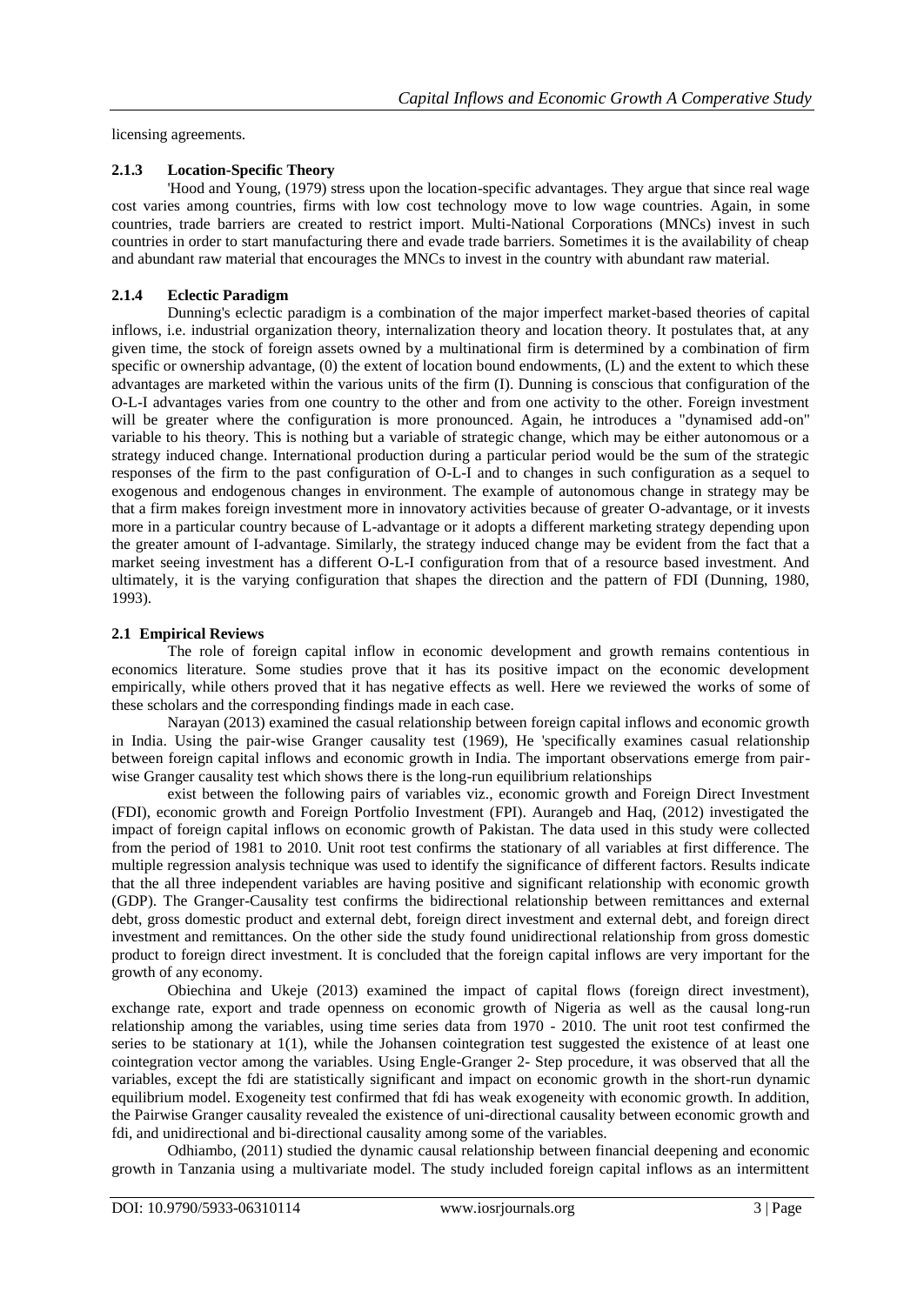licensing agreements.

### 2.1.3 Location-Specific Theory

'Hood and Young, (1979) stress upon the location-specific advantages. They argue that since real wage cost varies among countries, firms with low cost technology move to low wage countries. Again, in some countries, trade barriers are created to restrict import. Multi-National Corporations (MNCs) invest in such countries in order to start manufacturing there and evade trade barriers. Sometimes it is the availability of cheap and abundant raw material that encourages the MNCs to invest in the country with abundant raw material.

### 2.1.4 Eclectic Paradigm

Dunning's eclectic paradigm is a combination of the major imperfect market-based theories of capital inflows, i.e. industrial organization theory, internalization theory and location theory. It postulates that, at any given time, the stock of foreign assets owned by a multinational firm is determined by a combination of firm specific or ownership advantage, (0) the extent of location bound endowments, (L) and the extent to which these advantages are marketed within the various units of the firm (I). Dunning is conscious that configuration of the O-L-I advantages varies from one country to the other and from one activity to the other. Foreign investment will be greater where the configuration is more pronounced. Again, he introduces a "dynamised add-on" variable to his theory. This is nothing but a variable of strategic change, which may be either autonomous or a strategy induced change. International production during a particular period would be the sum of the strategic responses of the firm to the past configuration of O-L-I and to changes in such configuration as a sequel to exogenous and endogenous changes in environment. The example of autonomous change in strategy may be that a firm makes foreign investment more in innovatory activities because of greater O-advantage, or it invests more in a particular country because of L-advantage or it adopts a different marketing strategy depending upon the greater amount of I-advantage. Similarly, the strategy induced change may be evident from the fact that a market seeing investment has a different O-L-I configuration from that of a resource based investment. And ultimately, it is the varying configuration that shapes the direction and the pattern of FDI (Dunning, 1980, 1993).

## 2.1 Empirical Reviews

The role of foreign capital inflow in economic development and growth remains contentious in economics literature. Some studies prove that it has its positive impact on the economic development empirically, while others proved that it has negative effects as well. Here we reviewed the works of some of these scholars and the corresponding findings made in each case.

Narayan (2013) examined the casual relationship between foreign capital inflows and economic growth in India. Using the pair-wise Granger causality test (1969), He 'specifically examines casual relationship between foreign capital inflows and economic growth in India. The important observations emerge from pair-wise Granger causality test which shows there is the long-run equilibrium relationships exist between the following pairs of variables viz., economic growth and Foreign Direct Investment (FDI), economic growth and Foreign Portfolio Investment (FPI). Aurangeb and Haq, (2012) investigated the impact of foreign capital inflows on economic growth of Pakistan. The data used in this study were collected from the period of 1981 to 2010. Unit root test confirms the stationary of all variables at first difference. The multiple regression analysis technique was used to identify the significance of different factors. Results indicate that the all three independent variables are having positive and significant relationship with economic growth (GDP). The Granger-Causality test confirms the bidirectional relationship between remittances and external debt, gross domestic product and external debt, foreign direct investment and external debt, and foreign direct investment and remittances. On the other side the study found unidirectional relationship from gross domestic product to foreign direct investment. It is concluded that the foreign capital inflows are very important for the growth of any economy.

Obiechina and Ukeje (2013) examined the impact of capital flows (foreign direct investment), exchange rate, export and trade openness on economic growth of Nigeria as well as the causal long-run relationship among the variables, using time series data from 1970 - 2010. The unit root test confirmed the series to be stationary at 1(1), while the Johansen cointegration test suggested the existence of at least one cointegration vector among the variables. Using Engle-Granger 2- Step procedure, it was observed that all the variables, except the fdi are statistically significant and impact on economic growth in the short-run dynamic equilibrium model. Exogeneity test confirmed that fdi has weak exogeneity with economic growth. In addition, the Pairwise Granger causality revealed the existence of uni-directional causality between economic growth and fdi, and unidirectional and bi-directional causality among some of the variables.

Odhiambo, (2011) studied the dynamic causal relationship between financial deepening and economic growth in Tanzania using a multivariate model. The study included foreign capital inflows as an intermittent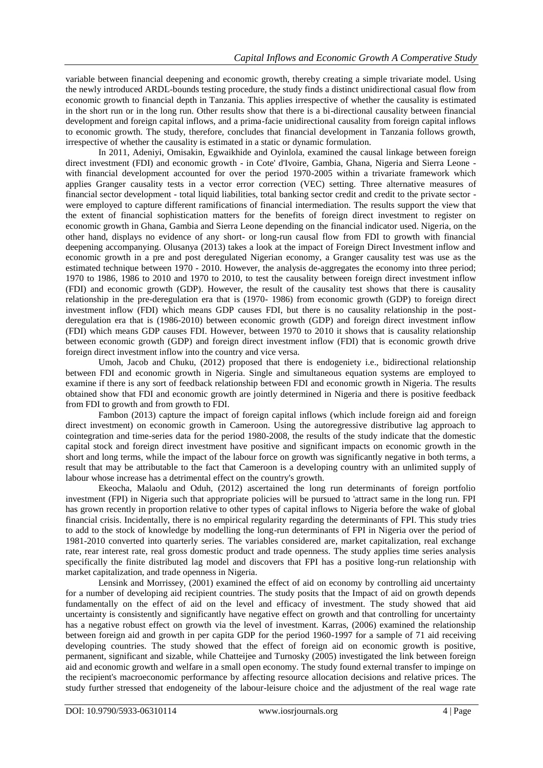variable between financial deepening and economic growth, thereby creating a simple trivariate model. Using the newly introduced ARDL-bounds testing procedure, the study finds a distinct unidirectional casual flow from economic growth to financial depth in Tanzania. This applies irrespective of whether the causality is estimated in the short run or in the long run. Other results show that there is a bi-directional causality between financial development and foreign capital inflows, and a prima-facie unidirectional causality from foreign capital inflows to economic growth. The study, therefore, concludes that financial development in Tanzania follows growth, irrespective of whether the causality is estimated in a static or dynamic formulation.

In 2011, Adeniyi, Omisakin, Egwaikhide and Oyinlola, examined the causal linkage between foreign direct investment (FDI) and economic growth - in Cote' d'Ivoire, Gambia, Ghana, Nigeria and Sierra Leone - with financial development accounted for over the period 1970-2005 within a trivariate framework which applies Granger causality tests in a vector error correction (VEC) setting. Three alternative measures of financial sector development - total liquid liabilities, total banking sector credit and credit to the private sector - were employed to capture different ramifications of financial intermediation. The results support the view that the extent of financial sophistication matters for the benefits of foreign direct investment to register on economic growth in Ghana, Gambia and Sierra Leone depending on the financial indicator used. Nigeria, on the other hand, displays no evidence of any short- or long-run causal flow from FDI to growth with financial deepening accompanying. Olusanya (2013) takes a look at the impact of Foreign Direct Investment inflow and economic growth in a pre and post deregulated Nigerian economy, a Granger causality test was use as the estimated technique between 1970 - 2010. However, the analysis de-aggregates the economy into three period; 1970 to 1986, 1986 to 2010 and 1970 to 2010, to test the causality between foreign direct investment inflow (FDI) and economic growth (GDP). However, the result of the causality test shows that there is causality relationship in the pre-deregulation era that is (1970- 1986) from economic growth (GDP) to foreign direct investment inflow (FDI) which means GDP causes FDI, but there is no causality relationship in the post-deregulation era that is (1986-2010) between economic growth (GDP) and foreign direct investment inflow (FDI) which means GDP causes FDI. However, between 1970 to 2010 it shows that is causality relationship between economic growth (GDP) and foreign direct investment inflow (FDI) that is economic growth drive foreign direct investment inflow into the country and vice versa.

Umoh, Jacob and Chuku, (2012) proposed that there is endogeniety i.e., bidirectional relationship between FDI and economic growth in Nigeria. Single and simultaneous equation systems are employed to examine if there is any sort of feedback relationship between FDI and economic growth in Nigeria. The results obtained show that FDI and economic growth are jointly determined in Nigeria and there is positive feedback from FDI to growth and from growth to FDI.

Fambon (2013) capture the impact of foreign capital inflows (which include foreign aid and foreign direct investment) on economic growth in Cameroon. Using the autoregressive distributive lag approach to cointegration and time-series data for the period 1980-2008, the results of the study indicate that the domestic capital stock and foreign direct investment have positive and significant impacts on economic growth in the short and long terms, while the impact of the labour force on growth was significantly negative in both terms, a result that may be attributable to the fact that Cameroon is a developing country with an unlimited supply of labour whose increase has a detrimental effect on the country's growth.

Ekeocha, Malaolu and Oduh, (2012) ascertained the long run determinants of foreign portfolio investment (FPI) in Nigeria such that appropriate policies will be pursued to 'attract same in the long run. FPI has grown recently in proportion relative to other types of capital inflows to Nigeria before the wake of global financial crisis. Incidentally, there is no empirical regularity regarding the determinants of FPI. This study tries to add to the stock of knowledge by modelling the long-run determinants of FPI in Nigeria over the period of 1981-2010 converted into quarterly series. The variables considered are, market capitalization, real exchange rate, rear interest rate, real gross domestic product and trade openness. The study applies time series analysis specifically the finite distributed lag model and discovers that FPI has a positive long-run relationship with market capitalization, and trade openness in Nigeria.

Lensink and Morrissey, (2001) examined the effect of aid on economy by controlling aid uncertainty for a number of developing aid recipient countries. The study posits that the Impact of aid on growth depends fundamentally on the effect of aid on the level and efficacy of investment. The study showed that aid uncertainty is consistently and significantly have negative effect on growth and that controlling for uncertainty has a negative robust effect on growth via the level of investment. Karras, (2006) examined the relationship between foreign aid and growth in per capita GDP for the period 1960-1997 for a sample of 71 aid receiving developing countries. The study showed that the effect of foreign aid on economic growth is positive, permanent, significant and sizable, while Chatteijee and Turnosky (2005) investigated the link between foreign aid and economic growth and welfare in a small open economy. The study found external transfer to impinge on the recipient's macroeconomic performance by affecting resource allocation decisions and relative prices. The study further stressed that endogeneity of the labour-leisure choice and the adjustment of the real wage rate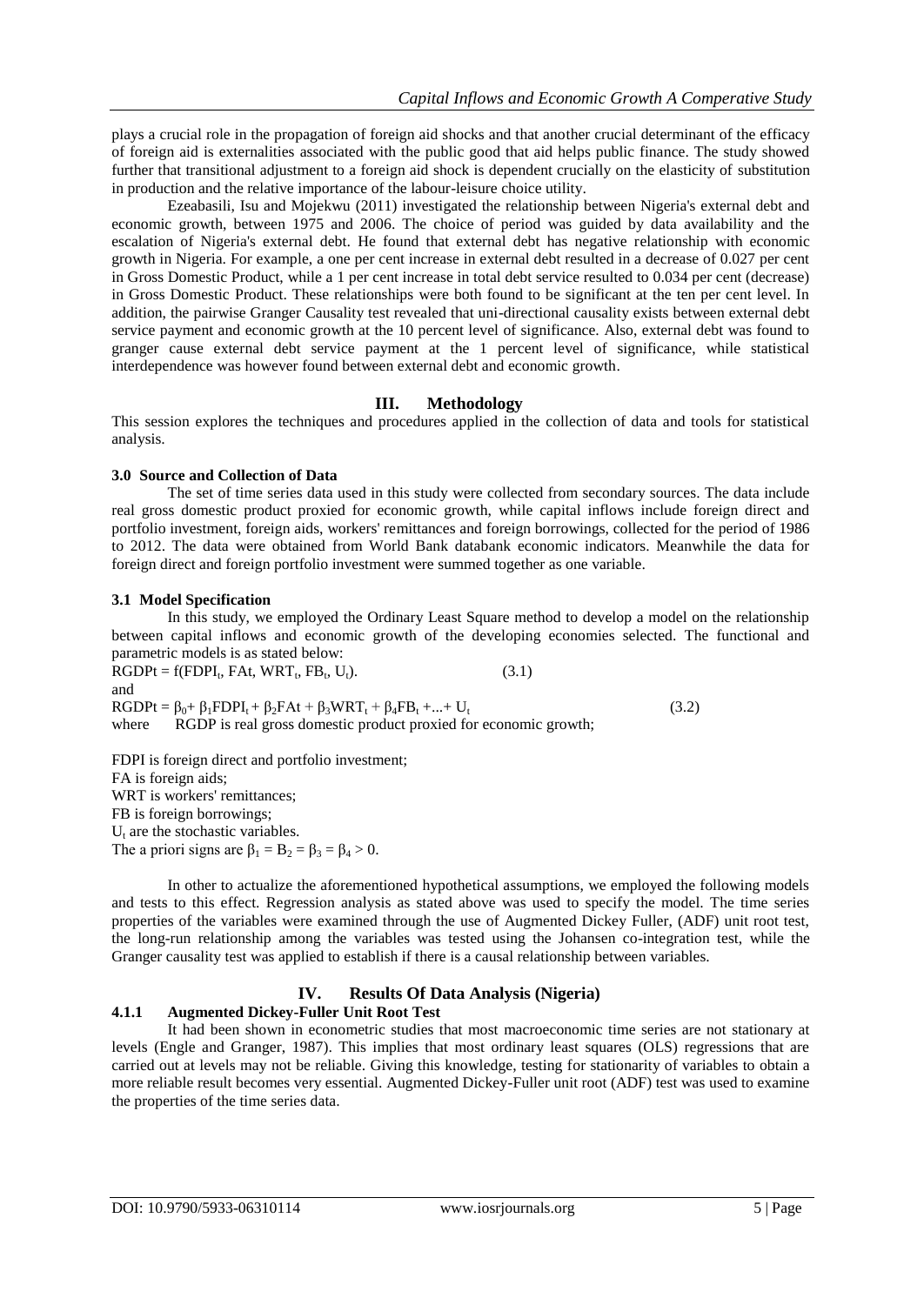plays a crucial role in the propagation of foreign aid shocks and that another crucial determinant of the efficacy of foreign aid is externalities associated with the public good that aid helps public finance. The study showed further that transitional adjustment to a foreign aid shock is dependent crucially on the elasticity of substitution in production and the relative importance of the labour-leisure choice utility.

Ezeabasili, Isu and Mojekwu (2011) investigated the relationship between Nigeria's external debt and economic growth, between 1975 and 2006. The choice of period was guided by data availability and the escalation of Nigeria's external debt. He found that external debt has negative relationship with economic growth in Nigeria. For example, a one per cent increase in external debt resulted in a decrease of 0.027 per cent in Gross Domestic Product, while a 1 per cent increase in total debt service resulted to 0.034 per cent (decrease) in Gross Domestic Product. These relationships were both found to be significant at the ten per cent level. In addition, the pairwise Granger Causality test revealed that uni-directional causality exists between external debt service payment and economic growth at the 10 percent level of significance. Also, external debt was found to granger cause external debt service payment at the 1 percent level of significance, while statistical interdependence was however found between external debt and economic growth.

## III. Methodology

This session explores the techniques and procedures applied in the collection of data and tools for statistical analysis.

### 3.0 Source and Collection of Data

The set of time series data used in this study were collected from secondary sources. The data include real gross domestic product proxied for economic growth, while capital inflows include foreign direct and portfolio investment, foreign aids, workers' remittances and foreign borrowings, collected for the period of 1986 to 2012. The data were obtained from World Bank databank economic indicators. Meanwhile the data for foreign direct and foreign portfolio investment were summed together as one variable.

### 3.1 Model Specification

In this study, we employed the Ordinary Least Square method to develop a model on the relationship between capital inflows and economic growth of the developing economies selected. The functional and parametric models is as stated below:

$$RGDPt = f(FDPI_t, FAt, WRT_t, FB_t, U_t). \qquad (3.1)$$

and

$$RGDPt = \beta_0 + \beta_1 FDPI_t + \beta_2 FAt + \beta_3 WRT_t + \beta_4 FB_t + ... + U_t \qquad (3.2)$$

where RGDP is real gross domestic product proxied for economic growth;

FDPI is foreign direct and portfolio investment;
FA is foreign aids;
WRT is workers' remittances;
FB is foreign borrowings;
$U_t$ are the stochastic variables.
The a priori signs are $\beta_1 = B_2 = \beta_3 = \beta_4 > 0$.

In other to actualize the aforementioned hypothetical assumptions, we employed the following models and tests to this effect. Regression analysis as stated above was used to specify the model. The time series properties of the variables were examined through the use of Augmented Dickey Fuller, (ADF) unit root test, the long-run relationship among the variables was tested using the Johansen co-integration test, while the Granger causality test was applied to establish if there is a causal relationship between variables.

## IV. Results Of Data Analysis (Nigeria)

### 4.1.1 Augmented Dickey-Fuller Unit Root Test

It had been shown in econometric studies that most macroeconomic time series are not stationary at levels (Engle and Granger, 1987). This implies that most ordinary least squares (OLS) regressions that are carried out at levels may not be reliable. Giving this knowledge, testing for stationarity of variables to obtain a more reliable result becomes very essential. Augmented Dickey-Fuller unit root (ADF) test was used to examine the properties of the time series data.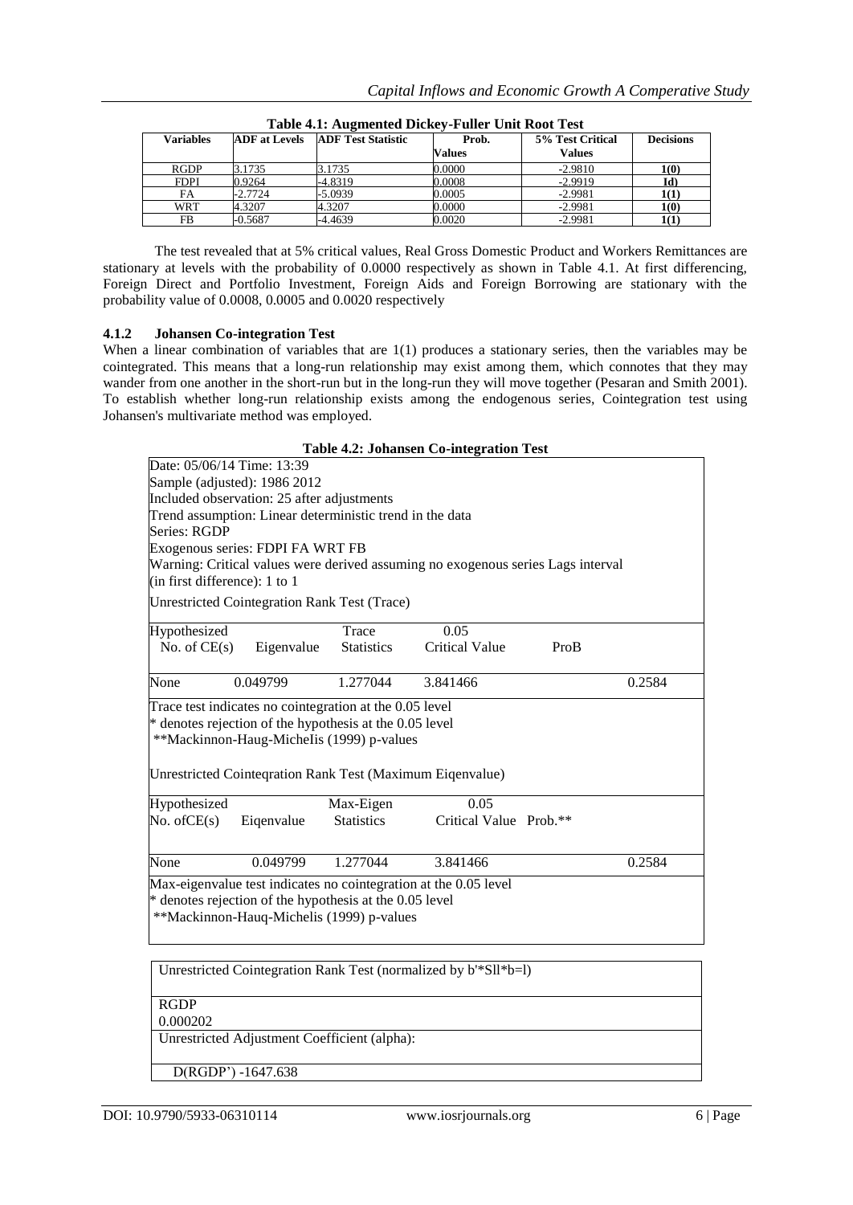**Table 4.1: Augmented Dickey-Fuller Unit Root Test**

| Variables | ADF at Levels | ADF Test Statistic | Prob. Values | 5% Test Critical Values | Decisions |
|---|---|---|---|---|---|
| RGDP | 3.1735 | 3.1735 | 0.0000 | -2.9810 | **1(0)** |
| FDPI | 0.9264 | -4.8319 | 0.0008 | -2.9919 | **Id)** |
| FA | -2.7724 | -5.0939 | 0.0005 | -2.9981 | **1(1)** |
| WRT | 4.3207 | 4.3207 | 0.0000 | -2.9981 | **1(0)** |
| FB | -0.5687 | -4.4639 | 0.0020 | -2.9981 | **1(1)** |

The test revealed that at 5% critical values, Real Gross Domestic Product and Workers Remittances are stationary at levels with the probability of 0.0000 respectively as shown in Table 4.1. At first differencing, Foreign Direct and Portfolio Investment, Foreign Aids and Foreign Borrowing are stationary with the probability value of 0.0008, 0.0005 and 0.0020 respectively

### 4.1.2 Johansen Co-integration Test

When a linear combination of variables that are 1(1) produces a stationary series, then the variables may be cointegrated. This means that a long-run relationship may exist among them, which connotes that they may wander from one another in the short-run but in the long-run they will move together (Pesaran and Smith 2001). To establish whether long-run relationship exists among the endogenous series, Cointegration test using Johansen's multivariate method was employed.

**Table 4.2: Johansen Co-integration Test**

Date: 05/06/14 Time: 13:39
Sample (adjusted): 1986 2012
Included observation: 25 after adjustments
Trend assumption: Linear deterministic trend in the data
Series: RGDP
Exogenous series: FDPI FA WRT FB
Warning: Critical values were derived assuming no exogenous series Lags interval (in first difference): 1 to 1

Unrestricted Cointegration Rank Test (Trace)

| Hypothesized No. of CE(s) | Eigenvalue | Trace Statistics | 0.05 Critical Value | ProB |
|---|---|---|---|---|
| None | 0.049799 | 1.277044 | 3.841466 | 0.2584 |

Trace test indicates no cointegration at the 0.05 level
* denotes rejection of the hypothesis at the 0.05 level
**Mackinnon-Haug-MicheIis (1999) p-values

Unrestricted Cointeqration Rank Test (Maximum Eiqenvalue)

| Hypothesized No. ofCE(s) | Eiqenvalue | Max-Eigen Statistics | 0.05 Critical Value | Prob.** |
|---|---|---|---|---|
| None | 0.049799 | 1.277044 | 3.841466 | 0.2584 |

Max-eigenvalue test indicates no cointegration at the 0.05 level
* denotes rejection of the hypothesis at the 0.05 level
**Mackinnon-Hauq-Michelis (1999) p-values

Unrestricted Cointegration Rank Test (normalized by b'*Sll*b=l)

RGDP
0.000202

Unrestricted Adjustment Coefficient (alpha):

D(RGDP') -1647.638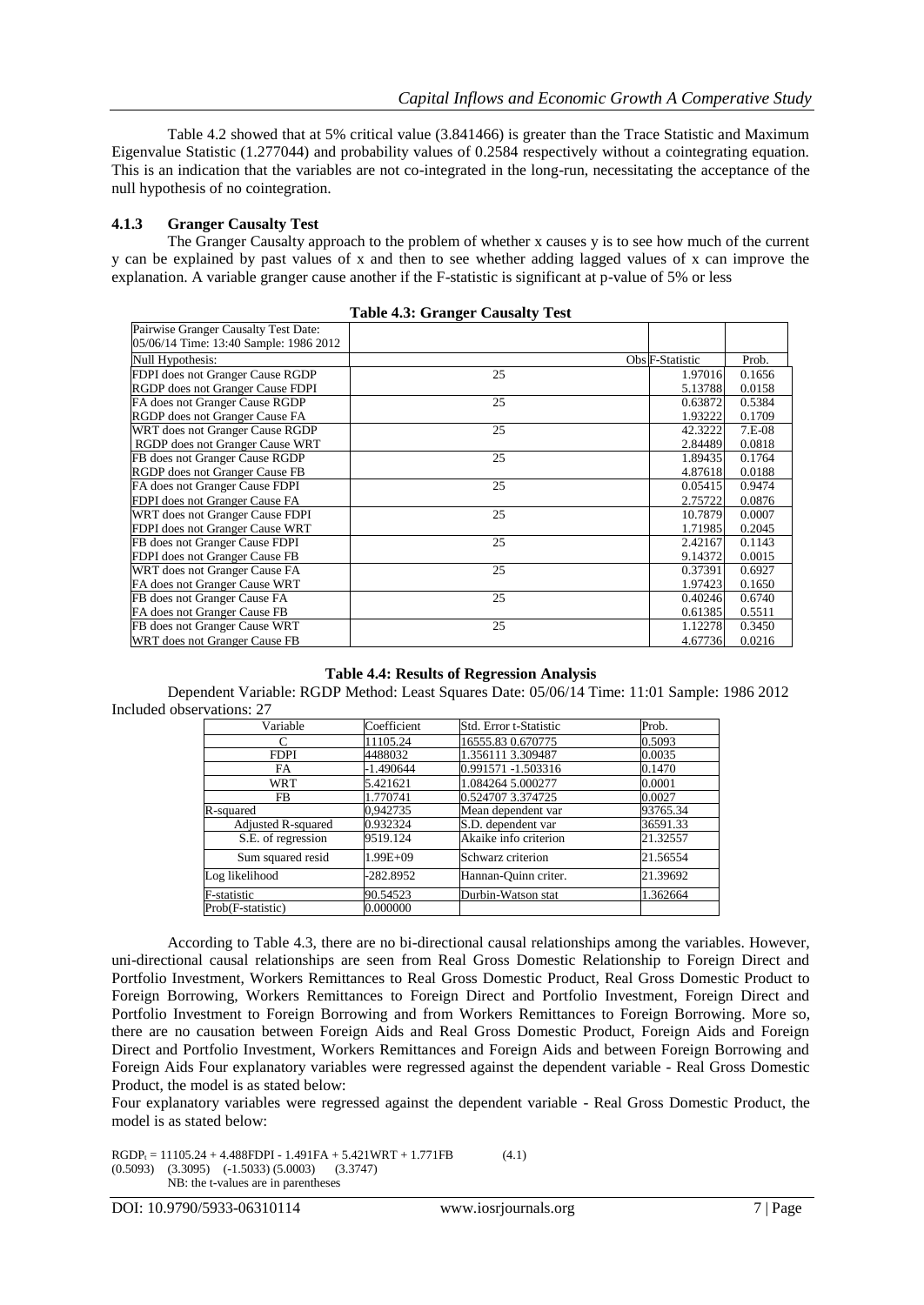Table 4.2 showed that at 5% critical value (3.841466) is greater than the Trace Statistic and Maximum Eigenvalue Statistic (1.277044) and probability values of 0.2584 respectively without a cointegrating equation. This is an indication that the variables are not co-integrated in the long-run, necessitating the acceptance of the null hypothesis of no cointegration.

### 4.1.3 Granger Causalty Test

The Granger Causalty approach to the problem of whether x causes y is to see how much of the current y can be explained by past values of x and then to see whether adding lagged values of x can improve the explanation. A variable granger cause another if the F-statistic is significant at p-value of 5% or less

**Table 4.3: Granger Causalty Test**

| Pairwise Granger Causalty Test Date: 05/06/14 Time: 13:40 Sample: 1986 2012 | | | |
|---|---|---|---|
| Null Hypothesis: | Obs | F-Statistic | Prob. |
| FDPI does not Granger Cause RGDP | 25 | 1.97016 | 0.1656 |
| RGDP does not Granger Cause FDPI | | 5.13788 | 0.0158 |
| FA does not Granger Cause RGDP | 25 | 0.63872 | 0.5384 |
| RGDP does not Granger Cause FA | | 1.93222 | 0.1709 |
| WRT does not Granger Cause RGDP | 25 | 42.3222 | 7.E-08 |
| RGDP does not Granger Cause WRT | | 2.84489 | 0.0818 |
| FB does not Granger Cause RGDP | 25 | 1.89435 | 0.1764 |
| RGDP does not Granger Cause FB | | 4.87618 | 0.0188 |
| FA does not Granger Cause FDPI | 25 | 0.05415 | 0.9474 |
| FDPI does not Granger Cause FA | | 2.75722 | 0.0876 |
| WRT does not Granger Cause FDPI | 25 | 10.7879 | 0.0007 |
| FDPI does not Granger Cause WRT | | 1.71985 | 0.2045 |
| FB does not Granger Cause FDPI | 25 | 2.42167 | 0.1143 |
| FDPI does not Granger Cause FB | | 9.14372 | 0.0015 |
| WRT does not Granger Cause FA | 25 | 0.37391 | 0.6927 |
| FA does not Granger Cause WRT | | 1.97423 | 0.1650 |
| FB does not Granger Cause FA | 25 | 0.40246 | 0.6740 |
| FA does not Granger Cause FB | | 0.61385 | 0.5511 |
| FB does not Granger Cause WRT | 25 | 1.12278 | 0.3450 |
| WRT does not Granger Cause FB | | 4.67736 | 0.0216 |

**Table 4.4: Results of Regression Analysis**

Dependent Variable: RGDP Method: Least Squares Date: 05/06/14 Time: 11:01 Sample: 1986 2012 Included observations: 27

| Variable | Coefficient | Std. Error t-Statistic | Prob. |
|---|---|---|---|
| C | 11105.24 | 16555.83 0.670775 | 0.5093 |
| FDPI | 4488032 | 1.356111 3.309487 | 0.0035 |
| FA | -1.490644 | 0.991571 -1.503316 | 0.1470 |
| WRT | 5.421621 | 1.084264 5.000277 | 0.0001 |
| FB | 1.770741 | 0.524707 3.374725 | 0.0027 |
| R-squared | 0,942735 | Mean dependent var | 93765.34 |
| Adjusted R-squared | 0.932324 | S.D. dependent var | 36591.33 |
| S.E. of regression | 9519.124 | Akaike info criterion | 21.32557 |
| Sum squared resid | 1.99E+09 | Schwarz criterion | 21.56554 |
| Log likelihood | -282.8952 | Hannan-Quinn criter. | 21.39692 |
| F-statistic | 90.54523 | Durbin-Watson stat | 1.362664 |
| Prob(F-statistic) | 0.000000 | | |

According to Table 4.3, there are no bi-directional causal relationships among the variables. However, uni-directional causal relationships are seen from Real Gross Domestic Relationship to Foreign Direct and Portfolio Investment, Workers Remittances to Real Gross Domestic Product, Real Gross Domestic Product to Foreign Borrowing, Workers Remittances to Foreign Direct and Portfolio Investment, Foreign Direct and Portfolio Investment to Foreign Borrowing and from Workers Remittances to Foreign Borrowing. More so, there are no causation between Foreign Aids and Real Gross Domestic Product, Foreign Aids and Foreign Direct and Portfolio Investment, Workers Remittances and Foreign Aids and between Foreign Borrowing and Foreign Aids Four explanatory variables were regressed against the dependent variable - Real Gross Domestic Product, the model is as stated below:

Four explanatory variables were regressed against the dependent variable - Real Gross Domestic Product, the model is as stated below:

$$RGDP_t = 11105.24 + 4.488FDPI - 1.491FA + 5.421WRT + 1.771FB \quad (4.1)$$

(0.5093) (3.3095) (-1.5033) (5.0003) (3.3747)

NB: the t-values are in parentheses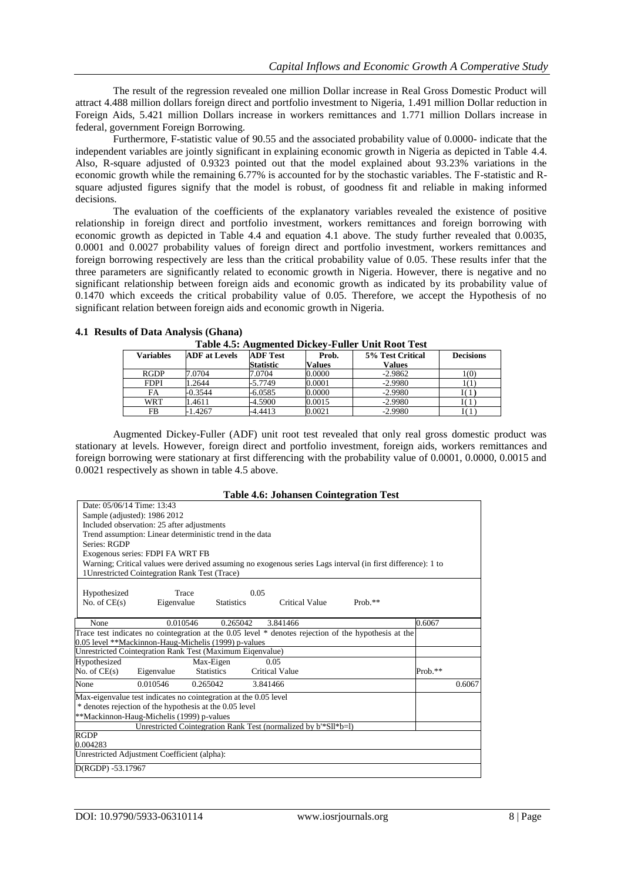The result of the regression revealed one million Dollar increase in Real Gross Domestic Product will attract 4.488 million dollars foreign direct and portfolio investment to Nigeria, 1.491 million Dollar reduction in Foreign Aids, 5.421 million Dollars increase in workers remittances and 1.771 million Dollars increase in federal, government Foreign Borrowing.

Furthermore, F-statistic value of 90.55 and the associated probability value of 0.0000- indicate that the independent variables are jointly significant in explaining economic growth in Nigeria as depicted in Table 4.4. Also, R-square adjusted of 0.9323 pointed out that the model explained about 93.23% variations in the economic growth while the remaining 6.77% is accounted for by the stochastic variables. The F-statistic and R-square adjusted figures signify that the model is robust, of goodness fit and reliable in making informed decisions.

The evaluation of the coefficients of the explanatory variables revealed the existence of positive relationship in foreign direct and portfolio investment, workers remittances and foreign borrowing with economic growth as depicted in Table 4.4 and equation 4.1 above. The study further revealed that 0.0035, 0.0001 and 0.0027 probability values of foreign direct and portfolio investment, workers remittances and foreign borrowing respectively are less than the critical probability value of 0.05. These results infer that the three parameters are significantly related to economic growth in Nigeria. However, there is negative and no significant relationship between foreign aids and economic growth as indicated by its probability value of 0.1470 which exceeds the critical probability value of 0.05. Therefore, we accept the Hypothesis of no significant relation between foreign aids and economic growth in Nigeria.

### 4.1 Results of Data Analysis (Ghana)

**Table 4.5: Augmented Dickey-Fuller Unit Root Test**

| Variables | ADF at Levels | ADF Test Statistic | Prob. Values | 5% Test Critical Values | Decisions |
|---|---|---|---|---|---|
| RGDP | 7.0704 | 7.0704 | 0.0000 | -2.9862 | I(0) |
| FDPI | 1.2644 | -5.7749 | 0.0001 | -2.9980 | I(1) |
| FA | -0.3544 | -6.0585 | 0.0000 | -2.9980 | I(1) |
| WRT | 1.4611 | -4.5900 | 0.0015 | -2.9980 | I(1) |
| FB | -1.4267 | -4.4413 | 0.0021 | -2.9980 | I(1) |

Augmented Dickey-Fuller (ADF) unit root test revealed that only real gross domestic product was stationary at levels. However, foreign direct and portfolio investment, foreign aids, workers remittances and foreign borrowing were stationary at first differencing with the probability value of 0.0001, 0.0000, 0.0015 and 0.0021 respectively as shown in table 4.5 above.

**Table 4.6: Johansen Cointegration Test**

Date: 05/06/14 Time: 13:43
Sample (adjusted): 1986 2012
Included observation: 25 after adjustments
Trend assumption: Linear deterministic trend in the data
Series: RGDP
Exogenous series: FDPI FA WRT FB
Warning; Critical values were derived assuming no exogenous series Lags interval (in first difference): 1 to 1Unrestricted Cointegration Rank Test (Trace)

| Hypothesized No. of CE(s) | Eigenvalue | Trace Statistics | 0.05 Critical Value | Prob.** |
|---|---|---|---|---|
| None | 0.010546 | 0.265042 | 3.841466 | 0.6067 |

Trace test indicates no cointegration at the 0.05 level * denotes rejection of the hypothesis at the 0.05 level **Mackinnon-Haug-Michelis (1999) p-values

Unrestricted Cointeqration Rank Test (Maximum Eiqenvalue)

| Hypothesized No. of CE(s) | Eigenvalue | Max-Eigen Statistics | 0.05 Critical Value | Prob.** |
|---|---|---|---|---|
| None | 0.010546 | 0.265042 | 3.841466 | 0.6067 |

Max-eigenvalue test indicates no cointegration at the 0.05 level
* denotes rejection of the hypothesis at the 0.05 level
**Mackinnon-Haug-Michelis (1999) p-values

Unrestricted Cointegration Rank Test (normalized by b'*Sll*b=l)

RGDP
0.004283

Unrestricted Adjustment Coefficient (alpha):

D(RGDP) -53.17967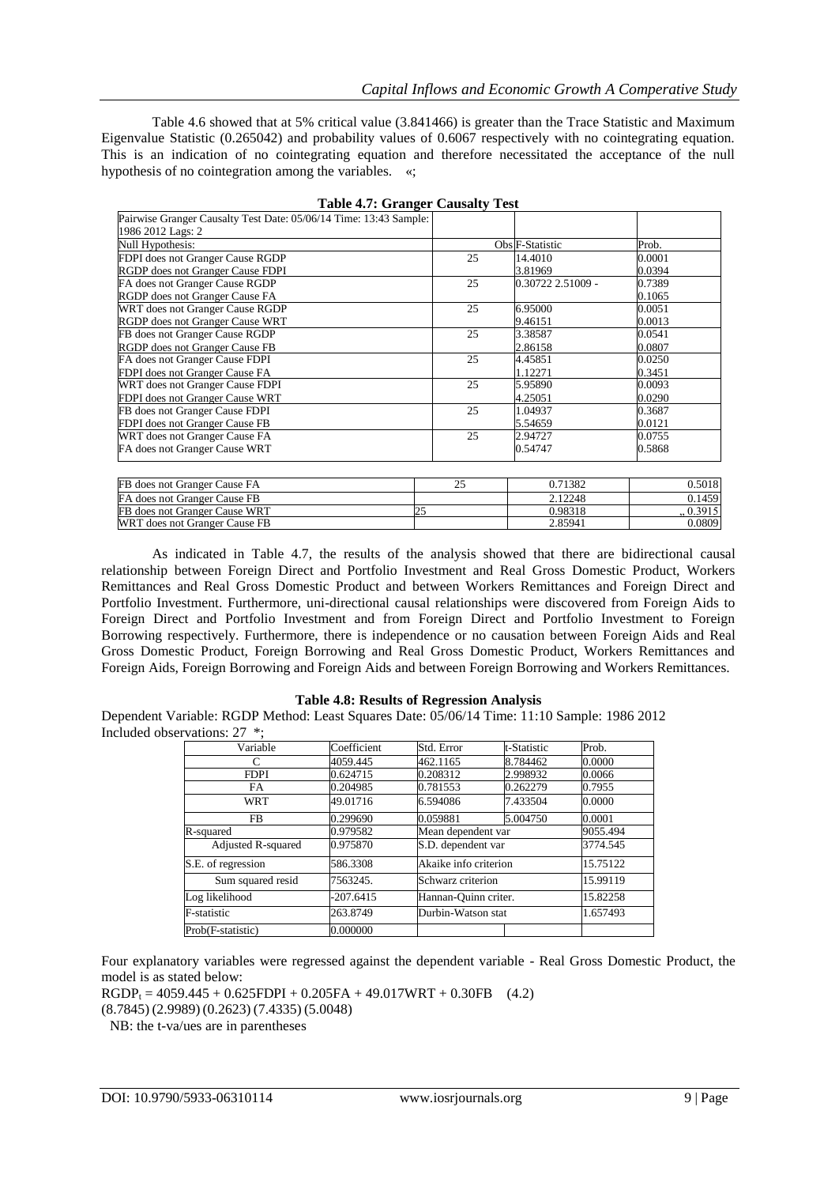Table 4.6 showed that at 5% critical value (3.841466) is greater than the Trace Statistic and Maximum Eigenvalue Statistic (0.265042) and probability values of 0.6067 respectively with no cointegrating equation. This is an indication of no cointegrating equation and therefore necessitated the acceptance of the null hypothesis of no cointegration among the variables. «;

**Table 4.7: Granger Causalty Test**

| Pairwise Granger Causalty Test Date: 05/06/14 Time: 13:43 Sample: 1986 2012 Lags: 2 | | | |
|---|---|---|---|
| Null Hypothesis: | Obs | F-Statistic | Prob. |
| FDPI does not Granger Cause RGDP | 25 | 14.4010 | 0.0001 |
| RGDP does not Granger Cause FDPI | | 3.81969 | 0.0394 |
| FA does not Granger Cause RGDP | 25 | 0.30722 2.51009 - | 0.7389 |
| RGDP does not Granger Cause FA | | | 0.1065 |
| WRT does not Granger Cause RGDP | 25 | 6.95000 | 0.0051 |
| RGDP does not Granger Cause WRT | | 9.46151 | 0.0013 |
| FB does not Granger Cause RGDP | 25 | 3.38587 | 0.0541 |
| RGDP does not Granger Cause FB | | 2.86158 | 0.0807 |
| FA does not Granger Cause FDPI | 25 | 4.45851 | 0.0250 |
| FDPI does not Granger Cause FA | | 1.12271 | 0.3451 |
| WRT does not Granger Cause FDPI | 25 | 5.95890 | 0.0093 |
| FDPI does not Granger Cause WRT | | 4.25051 | 0.0290 |
| FB does not Granger Cause FDPI | 25 | 1.04937 | 0.3687 |
| FDPI does not Granger Cause FB | | 5.54659 | 0.0121 |
| WRT does not Granger Cause FA | 25 | 2.94727 | 0.0755 |
| FA does not Granger Cause WRT | | 0.54747 | 0.5868 |
| FB does not Granger Cause FA | 25 | 0.71382 | 0.5018 |
| FA does not Granger Cause FB | | 2.12248 | 0.1459 |
| FB does not Granger Cause WRT | 25 | 0.98318 | „ 0.3915 |
| WRT does not Granger Cause FB | | 2.85941 | 0.0809 |

As indicated in Table 4.7, the results of the analysis showed that there are bidirectional causal relationship between Foreign Direct and Portfolio Investment and Real Gross Domestic Product, Workers Remittances and Real Gross Domestic Product and between Workers Remittances and Foreign Direct and Portfolio Investment. Furthermore, uni-directional causal relationships were discovered from Foreign Aids to Foreign Direct and Portfolio Investment and from Foreign Direct and Portfolio Investment to Foreign Borrowing respectively. Furthermore, there is independence or no causation between Foreign Aids and Real Gross Domestic Product, Foreign Borrowing and Real Gross Domestic Product, Workers Remittances and Foreign Aids, Foreign Borrowing and Foreign Aids and between Foreign Borrowing and Workers Remittances.

**Table 4.8: Results of Regression Analysis**

Dependent Variable: RGDP Method: Least Squares Date: 05/06/14 Time: 11:10 Sample: 1986 2012 Included observations: 27 *;

| Variable | Coefficient | Std. Error | t-Statistic | Prob. |
|---|---|---|---|---|
| C | 4059.445 | 462.1165 | 8.784462 | 0.0000 |
| FDPI | 0.624715 | 0.208312 | 2.998932 | 0.0066 |
| FA | 0.204985 | 0.781553 | 0.262279 | 0.7955 |
| WRT | 49.01716 | 6.594086 | 7.433504 | 0.0000 |
| FB | 0.299690 | 0.059881 | 5.004750 | 0.0001 |
| R-squared | 0.979582 | Mean dependent var | | 9055.494 |
| Adjusted R-squared | 0.975870 | S.D. dependent var | | 3774.545 |
| S.E. of regression | 586.3308 | Akaike info criterion | | 15.75122 |
| Sum squared resid | 7563245. | Schwarz criterion | | 15.99119 |
| Log likelihood | -207.6415 | Hannan-Quinn criter. | | 15.82258 |
| F-statistic | 263.8749 | Durbin-Watson stat | | 1.657493 |
| Prob(F-statistic) | 0.000000 | | | |

Four explanatory variables were regressed against the dependent variable - Real Gross Domestic Product, the model is as stated below:

$$RGDP_t = 4059.445 + 0.625FDPI + 0.205FA + 49.017WRT + 0.30FB \quad (4.2)$$

(8.7845) (2.9989) (0.2623) (7.4335) (5.0048)

NB: the t-va/ues are in parentheses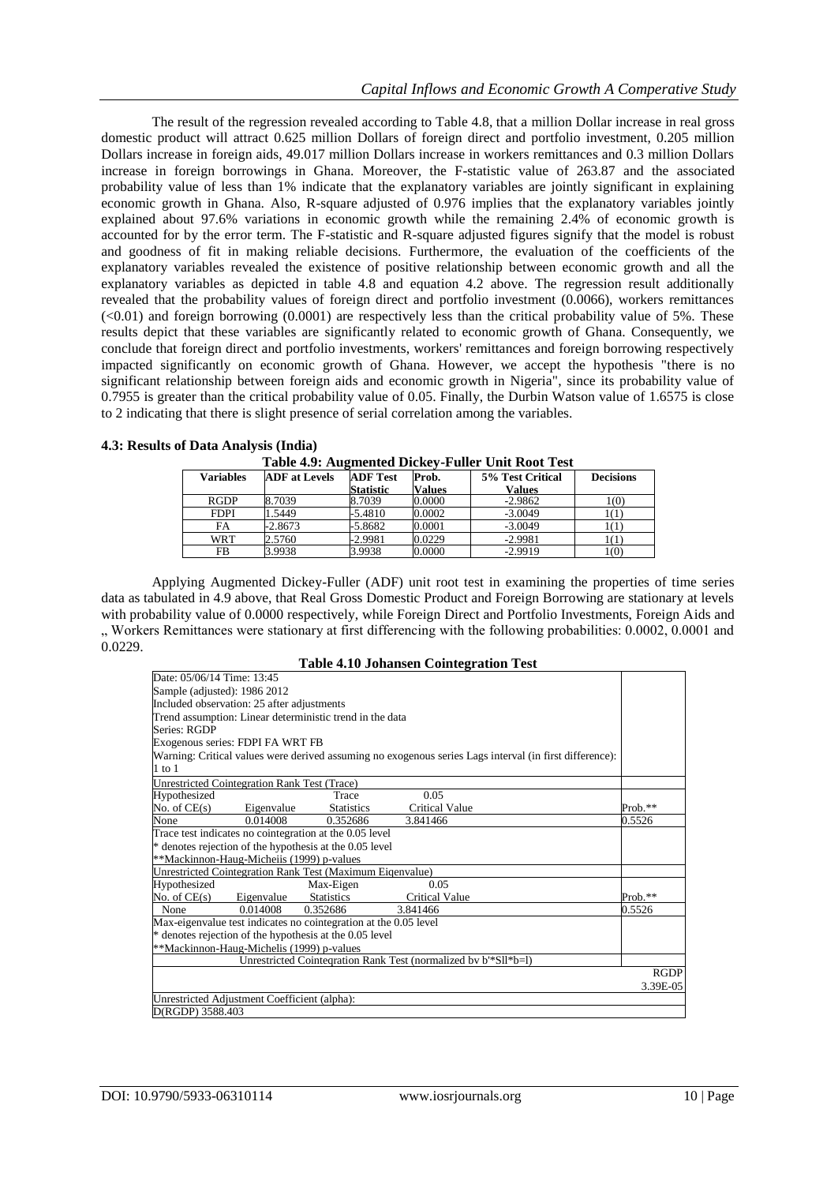The result of the regression revealed according to Table 4.8, that a million Dollar increase in real gross domestic product will attract 0.625 million Dollars of foreign direct and portfolio investment, 0.205 million Dollars increase in foreign aids, 49.017 million Dollars increase in workers remittances and 0.3 million Dollars increase in foreign borrowings in Ghana. Moreover, the F-statistic value of 263.87 and the associated probability value of less than 1% indicate that the explanatory variables are jointly significant in explaining economic growth in Ghana. Also, R-square adjusted of 0.976 implies that the explanatory variables jointly explained about 97.6% variations in economic growth while the remaining 2.4% of economic growth is accounted for by the error term. The F-statistic and R-square adjusted figures signify that the model is robust and goodness of fit in making reliable decisions. Furthermore, the evaluation of the coefficients of the explanatory variables revealed the existence of positive relationship between economic growth and all the explanatory variables as depicted in table 4.8 and equation 4.2 above. The regression result additionally revealed that the probability values of foreign direct and portfolio investment (0.0066), workers remittances (<0.01) and foreign borrowing (0.0001) are respectively less than the critical probability value of 5%. These results depict that these variables are significantly related to economic growth of Ghana. Consequently, we conclude that foreign direct and portfolio investments, workers' remittances and foreign borrowing respectively impacted significantly on economic growth of Ghana. However, we accept the hypothesis "there is no significant relationship between foreign aids and economic growth in Nigeria", since its probability value of 0.7955 is greater than the critical probability value of 0.05. Finally, the Durbin Watson value of 1.6575 is close to 2 indicating that there is slight presence of serial correlation among the variables.

### 4.3: Results of Data Analysis (India)

**Table 4.9: Augmented Dickey-Fuller Unit Root Test**

| Variables | ADF at Levels | ADF Test Statistic | Prob. Values | 5% Test Critical Values | Decisions |
|---|---|---|---|---|---|
| RGDP | 8.7039 | 8.7039 | 0.0000 | -2.9862 | I(0) |
| FDPI | 1.5449 | -5.4810 | 0.0002 | -3.0049 | I(1) |
| FA | -2.8673 | -5.8682 | 0.0001 | -3.0049 | I(1) |
| WRT | 2.5760 | -2.9981 | 0.0229 | -2.9981 | I(1) |
| FB | 3.9938 | 3.9938 | 0.0000 | -2.9919 | I(0) |

Applying Augmented Dickey-Fuller (ADF) unit root test in examining the properties of time series data as tabulated in 4.9 above, that Real Gross Domestic Product and Foreign Borrowing are stationary at levels with probability value of 0.0000 respectively, while Foreign Direct and Portfolio Investments, Foreign Aids and „ Workers Remittances were stationary at first differencing with the following probabilities: 0.0002, 0.0001 and 0.0229.

**Table 4.10 Johansen Cointegration Test**

Date: 05/06/14 Time: 13:45
Sample (adjusted): 1986 2012
Included observation: 25 after adjustments
Trend assumption: Linear deterministic trend in the data
Series: RGDP
Exogenous series: FDPI FA WRT FB
Warning: Critical values were derived assuming no exogenous series Lags interval (in first difference): 1 to 1

Unrestricted Cointegration Rank Test (Trace)

| Hypothesized No. of CE(s) | Eigenvalue | Trace Statistics | 0.05 Critical Value | Prob.** |
|---|---|---|---|---|
| None | 0.014008 | 0.352686 | 3.841466 | 0.5526 |

Trace test indicates no cointegration at the 0.05 level
* denotes rejection of the hypothesis at the 0.05 level
**Mackinnon-Haug-Micheiis (1999) p-values

Unrestricted Cointegration Rank Test (Maximum Eigenvalue)

| Hypothesized No. of CE(s) | Eigenvalue | Max-Eigen Statistics | 0.05 Critical Value | Prob.** |
|---|---|---|---|---|
| None | 0.014008 | 0.352686 | 3.841466 | 0.5526 |

Max-eigenvalue test indicates no cointegration at the 0.05 level
* denotes rejection of the hypothesis at the 0.05 level
**Mackinnon-Haug-Michelis (1999) p-values

Unrestricted Cointeqration Rank Test (normalized bv b'*Sll*b=l)

| RGDP |
|---|
| 3.39E-05 |

Unrestricted Adjustment Coefficient (alpha):
D(RGDP) 3588.403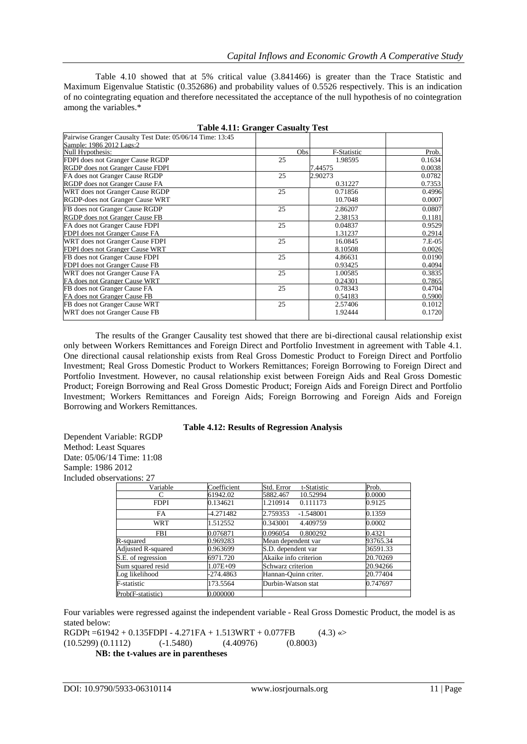Table 4.10 showed that at 5% critical value (3.841466) is greater than the Trace Statistic and Maximum Eigenvalue Statistic (0.352686) and probability values of 0.5526 respectively. This is an indication of no cointegrating equation and therefore necessitated the acceptance of the null hypothesis of no cointegration among the variables.*

**Table 4.11: Granger Casualty Test**

| Pairwise Granger Causalty Test Date: 05/06/14 Time: 13:45 Sample: 1986 2012 Lags:2 | | | |
|---|---|---|---|
| Null Hypothesis: | Obs | F-Statistic | Prob. |
| FDPI does not Granger Cause RGDP | 25 | 1.98595 | 0.1634 |
| RGDP does not Granger Cause FDPI | | 7.44575 | 0.0038 |
| FA does not Granger Cause RGDP | 25 | 2.90273 | 0.0782 |
| RGDP does not Granger Cause FA | | 0.31227 | 0.7353 |
| WRT does not Granger Cause RGDP | 25 | 0.71856 | 0.4996 |
| RGDP-does not Granger Cause WRT | | 10.7048 | 0.0007 |
| FB does not Granger Cause RGDP | 25 | 2.86207 | 0.0807 |
| RGDP does not Granger Cause FB | | 2.38153 | 0.1181 |
| FA does not Granger Cause FDPI | 25 | 0.04837 | 0.9529 |
| FDPI does not Granger Cause FA | | 1.31237 | 0.2914 |
| WRT does not Granger Cause FDPI | 25 | 16.0845 | 7.E-05 |
| FDPI does not Granger Cause WRT | | 8.10508 | 0.0026 |
| FB does not Granger Cause FDPI | 25 | 4.86631 | 0.0190 |
| FDPI does not Granger Cause FB | | 0.93425 | 0.4094 |
| WRT does not Granger Cause FA | 25 | 1.00585 | 0.3835 |
| FA does not Granger Cause WRT | | 0.24301 | 0.7865 |
| FB does not Granger Cause FA | 25 | 0.78343 | 0.4704 |
| FA does not Granger Cause FB | | 0.54183 | 0.5900 |
| FB does not Granger Cause WRT | 25 | 2.57406 | 0.1012 |
| WRT does not Granger Cause FB | | 1.92444 | 0.1720 |

The results of the Granger Causality test showed that there are bi-directional causal relationship exist only between Workers Remittances and Foreign Direct and Portfolio Investment in agreement with Table 4.1. One directional causal relationship exists from Real Gross Domestic Product to Foreign Direct and Portfolio Investment; Real Gross Domestic Product to Workers Remittances; Foreign Borrowing to Foreign Direct and Portfolio Investment. However, no causal relationship exist between Foreign Aids and Real Gross Domestic Product; Foreign Borrowing and Real Gross Domestic Product; Foreign Aids and Foreign Direct and Portfolio Investment; Workers Remittances and Foreign Aids; Foreign Borrowing and Foreign Aids and Foreign Borrowing and Workers Remittances.

**Table 4.12: Results of Regression Analysis**

Dependent Variable: RGDP
Method: Least Squares
Date: 05/06/14 Time: 11:08
Sample: 1986 2012
Included observations: 27

| Variable | Coefficient | Std. Error | t-Statistic | Prob. |
|---|---|---|---|---|
| C | 61942.02 | 5882.467 | 10.52994 | 0.0000 |
| FDPI | 0.134621 | 1.210914 | 0.111173 | 0.9125 |
| FA | -4.271482 | 2.759353 | -1.548001 | 0.1359 |
| WRT | 1.512552 | 0.343001 | 4.409759 | 0.0002 |
| FBI | 0.076871 | 0.096054 | 0.800292 | 0.4321 |
| R-squared | 0.969283 | Mean dependent var | | 93765.34 |
| Adjusted R-squared | 0.963699 | S.D. dependent var | | 36591.33 |
| S.E. of regression | 6971.720 | Akaike info criterion | | 20.70269 |
| Sum squared resid | 1.07E+09 | Schwarz criterion | | 20.94266 |
| Log likelihood | -274.4863 | Hannan-Quinn criter. | | 20.77404 |
| F-statistic | 173.5564 | Durbin-Watson stat | | 0.747697 |
| Prob(F-statistic) | 0.000000 | | | |

Four variables were regressed against the independent variable - Real Gross Domestic Product, the model is as stated below:

$$RGDPt = 61942 + 0.135FDPI - 4.271FA + 1.513WRT + 0.077FB \quad (4.3)$$

(10.5299) (0.1112) (-1.5480) (4.40976) (0.8003)

**NB: the t-values are in parentheses**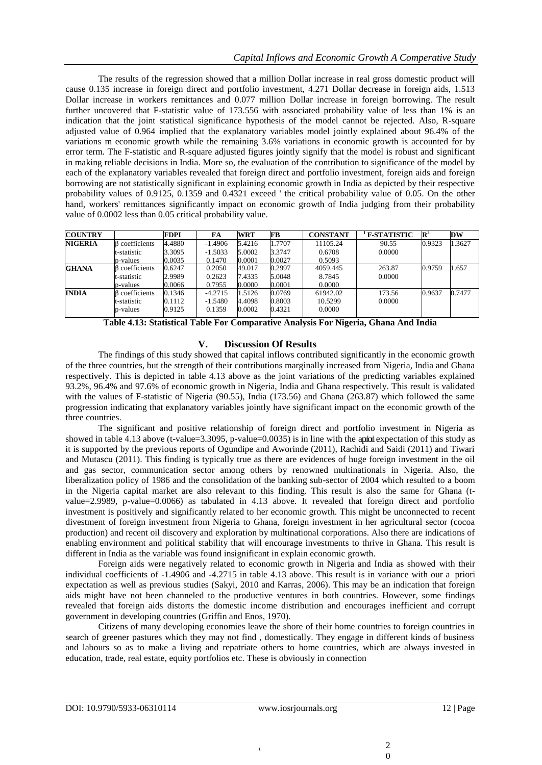The results of the regression showed that a million Dollar increase in real gross domestic product will cause 0.135 increase in foreign direct and portfolio investment, 4.271 Dollar decrease in foreign aids, 1.513 Dollar increase in workers remittances and 0.077 million Dollar increase in foreign borrowing. The result further uncovered that F-statistic value of 173.556 with associated probability value of less than 1% is an indication that the joint statistical significance hypothesis of the model cannot be rejected. Also, R-square adjusted value of 0.964 implied that the explanatory variables model jointly explained about 96.4% of the variations m economic growth while the remaining 3.6% variations in economic growth is accounted for by error term. The F-statistic and R-square adjusted figures jointly signify that the model is robust and significant in making reliable decisions in India. More so, the evaluation of the contribution to significance of the model by each of the explanatory variables revealed that foreign direct and portfolio investment, foreign aids and foreign borrowing are not statistically significant in explaining economic growth in India as depicted by their respective probability values of 0.9125, 0.1359 and 0.4321 exceed ' the critical probability value of 0.05. On the other hand, workers' remittances significantly impact on economic growth of India judging from their probability value of 0.0002 less than 0.05 critical probability value.

| COUNTRY | | FDPI | FA | WRT | FB | CONSTANT | F-STATISTIC | $R^2$ | DW |
|---|---|---|---|---|---|---|---|---|---|
| NIGERIA | β coefficients | 4.4880 | -1.4906 | 5.4216 | 1.7707 | 11105.24 | 90.55 | 0.9323 | 1.3627 |
| | t-statistic | 3.3095 | -1.5033 | 5.0002 | 3.3747 | 0.6708 | 0.0000 | | |
| | p-values | 0.0035 | 0.1470 | 0.0001 | 0.0027 | 0.5093 | | | |
| GHANA | β coefficients | 0.6247 | 0.2050 | 49.017 | 0.2997 | 4059.445 | 263.87 | 0.9759 | 1.657 |
| | t-statistic | 2.9989 | 0.2623 | 7.4335 | 5.0048 | 8.7845 | 0.0000 | | |
| | p-values | 0.0066 | 0.7955 | 0.0000 | 0.0001 | 0.0000 | | | |
| INDIA | β coefficients | 0.1346 | -4.2715 | 1.5126 | 0.0769 | 61942.02 | 173.56 | 0.9637 | 0.7477 |
| | t-statistic | 0.1112 | -1.5480 | 4.4098 | 0.8003 | 10.5299 | 0.0000 | | |
| | p-values | 0.9125 | 0.1359 | 0.0002 | 0.4321 | 0.0000 | | | |

**Table 4.13: Statistical Table For Comparative Analysis For Nigeria, Ghana And India**

## V. Discussion Of Results

The findings of this study showed that capital inflows contributed significantly in the economic growth of the three countries, but the strength of their contributions marginally increased from Nigeria, India and Ghana respectively. This is depicted in table 4.13 above as the joint variations of the predicting variables explained 93.2%, 96.4% and 97.6% of economic growth in Nigeria, India and Ghana respectively. This result is validated with the values of F-statistic of Nigeria (90.55), India (173.56) and Ghana (263.87) which followed the same progression indicating that explanatory variables jointly have significant impact on the economic growth of the three countries.

The significant and positive relationship of foreign direct and portfolio investment in Nigeria as showed in table 4.13 above (t-value=3.3095, p-value=0.0035) is in line with the apriori expectation of this study as it is supported by the previous reports of Ogundipe and Aworinde (2011), Rachidi and Saidi (2011) and Tiwari and Mutascu (2011). This finding is typically true as there are evidences of huge foreign investment in the oil and gas sector, communication sector among others by renowned multinationals in Nigeria. Also, the liberalization policy of 1986 and the consolidation of the banking sub-sector of 2004 which resulted to a boom in the Nigeria capital market are also relevant to this finding. This result is also the same for Ghana (t-value=2.9989, p-value=0.0066) as tabulated in 4.13 above. It revealed that foreign direct and portfolio investment is positively and significantly related to her economic growth. This might be unconnected to recent divestment of foreign investment from Nigeria to Ghana, foreign investment in her agricultural sector (cocoa production) and recent oil discovery and exploration by multinational corporations. Also there are indications of enabling environment and political stability that will encourage investments to thrive in Ghana. This result is different in India as the variable was found insignificant in explain economic growth.

Foreign aids were negatively related to economic growth in Nigeria and India as showed with their individual coefficients of -1.4906 and -4.2715 in table 4.13 above. This result is in variance with our a priori expectation as well as previous studies (Sakyi, 2010 and Karras, 2006). This may be an indication that foreign aids might have not been channeled to the productive ventures in both countries. However, some findings revealed that foreign aids distorts the domestic income distribution and encourages inefficient and corrupt government in developing countries (Griffin and Enos, 1970).

Citizens of many developing economies leave the shore of their home countries to foreign countries in search of greener pastures which they may not find , domestically. They engage in different kinds of business and labours so as to make a living and repatriate others to home countries, which are always invested in education, trade, real estate, equity portfolios etc. These is obviously in connection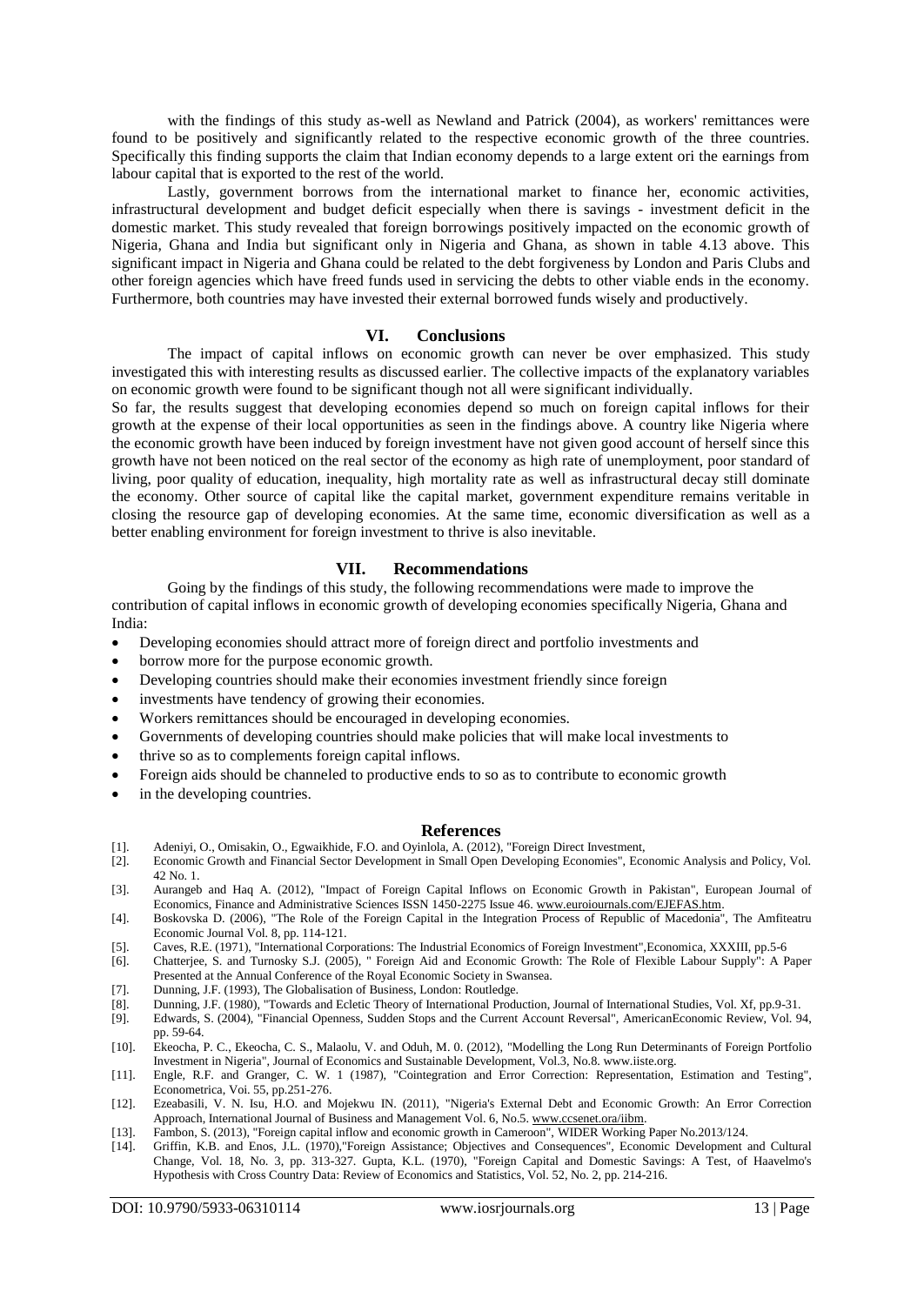with the findings of this study as-well as Newland and Patrick (2004), as workers' remittances were found to be positively and significantly related to the respective economic growth of the three countries. Specifically this finding supports the claim that Indian economy depends to a large extent ori the earnings from labour capital that is exported to the rest of the world.

Lastly, government borrows from the international market to finance her, economic activities, infrastructural development and budget deficit especially when there is savings - investment deficit in the domestic market. This study revealed that foreign borrowings positively impacted on the economic growth of Nigeria, Ghana and India but significant only in Nigeria and Ghana, as shown in table 4.13 above. This significant impact in Nigeria and Ghana could be related to the debt forgiveness by London and Paris Clubs and other foreign agencies which have freed funds used in servicing the debts to other viable ends in the economy. Furthermore, both countries may have invested their external borrowed funds wisely and productively.

## VI. Conclusions

The impact of capital inflows on economic growth can never be over emphasized. This study investigated this with interesting results as discussed earlier. The collective impacts of the explanatory variables on economic growth were found to be significant though not all were significant individually.

So far, the results suggest that developing economies depend so much on foreign capital inflows for their growth at the expense of their local opportunities as seen in the findings above. A country like Nigeria where the economic growth have been induced by foreign investment have not given good account of herself since this growth have not been noticed on the real sector of the economy as high rate of unemployment, poor standard of living, poor quality of education, inequality, high mortality rate as well as infrastructural decay still dominate the economy. Other source of capital like the capital market, government expenditure remains veritable in closing the resource gap of developing economies. At the same time, economic diversification as well as a better enabling environment for foreign investment to thrive is also inevitable.

## VII. Recommendations

Going by the findings of this study, the following recommendations were made to improve the contribution of capital inflows in economic growth of developing economies specifically Nigeria, Ghana and India:

- Developing economies should attract more of foreign direct and portfolio investments and
- borrow more for the purpose economic growth.
- Developing countries should make their economies investment friendly since foreign
- investments have tendency of growing their economies.
- Workers remittances should be encouraged in developing economies.
- Governments of developing countries should make policies that will make local investments to
- thrive so as to complements foreign capital inflows.
- Foreign aids should be channeled to productive ends to so as to contribute to economic growth
- in the developing countries.

## References

[1]. Adeniyi, O., Omisakin, O., Egwaikhide, F.O. and Oyinlola, A. (2012), "Foreign Direct Investment,

[2]. Economic Growth and Financial Sector Development in Small Open Developing Economies", Economic Analysis and Policy, Vol. 42 No. 1.

[3]. Aurangeb and Haq A. (2012), "Impact of Foreign Capital Inflows on Economic Growth in Pakistan", European Journal of Economics, Finance and Administrative Sciences ISSN 1450-2275 Issue 46. www.euroiournals.com/EJEFAS.htm.

[4]. Boskovska D. (2006), "The Role of the Foreign Capital in the Integration Process of Republic of Macedonia", The Amfiteatru Economic Journal Vol. 8, pp. 114-121.

[5]. Caves, R.E. (1971), "International Corporations: The Industrial Economics of Foreign Investment",Economica, XXXIII, pp.5-6

[6]. Chatterjee, S. and Turnosky S.J. (2005), " Foreign Aid and Economic Growth: The Role of Flexible Labour Supply": A Paper Presented at the Annual Conference of the Royal Economic Society in Swansea.

[7]. Dunning, J.F. (1993), The Globalisation of Business, London: Routledge.

[8]. Dunning, J.F. (1980), "Towards and Ecletic Theory of International Production, Journal of International Studies, Vol. Xf, pp.9-31.

[9]. Edwards, S. (2004), "Financial Openness, Sudden Stops and the Current Account Reversal", AmericanEconomic Review, Vol. 94, pp. 59-64.

[10]. Ekeocha, P. C., Ekeocha, C. S., Malaolu, V. and Oduh, M. 0. (2012), "Modelling the Long Run Determinants of Foreign Portfolio Investment in Nigeria", Journal of Economics and Sustainable Development, Vol.3, No.8. www.iiste.org.

[11]. Engle, R.F. and Granger, C. W. 1 (1987), "Cointegration and Error Correction: Representation, Estimation and Testing", Econometrica, Voi. 55, pp.251-276.

[12]. Ezeabasili, V. N. Isu, H.O. and Mojekwu IN. (2011), "Nigeria's External Debt and Economic Growth: An Error Correction Approach, International Journal of Business and Management Vol. 6, No.5. www.ccsenet.ora/iibm.

[13]. Fambon, S. (2013), "Foreign capital inflow and economic growth in Cameroon", WIDER Working Paper No.2013/124.

[14]. Griffin, K.B. and Enos, J.L. (1970),"Foreign Assistance; Objectives and Consequences", Economic Development and Cultural Change, Vol. 18, No. 3, pp. 313-327. Gupta, K.L. (1970), "Foreign Capital and Domestic Savings: A Test, of Haavelmo's Hypothesis with Cross Country Data: Review of Economics and Statistics, Vol. 52, No. 2, pp. 214-216.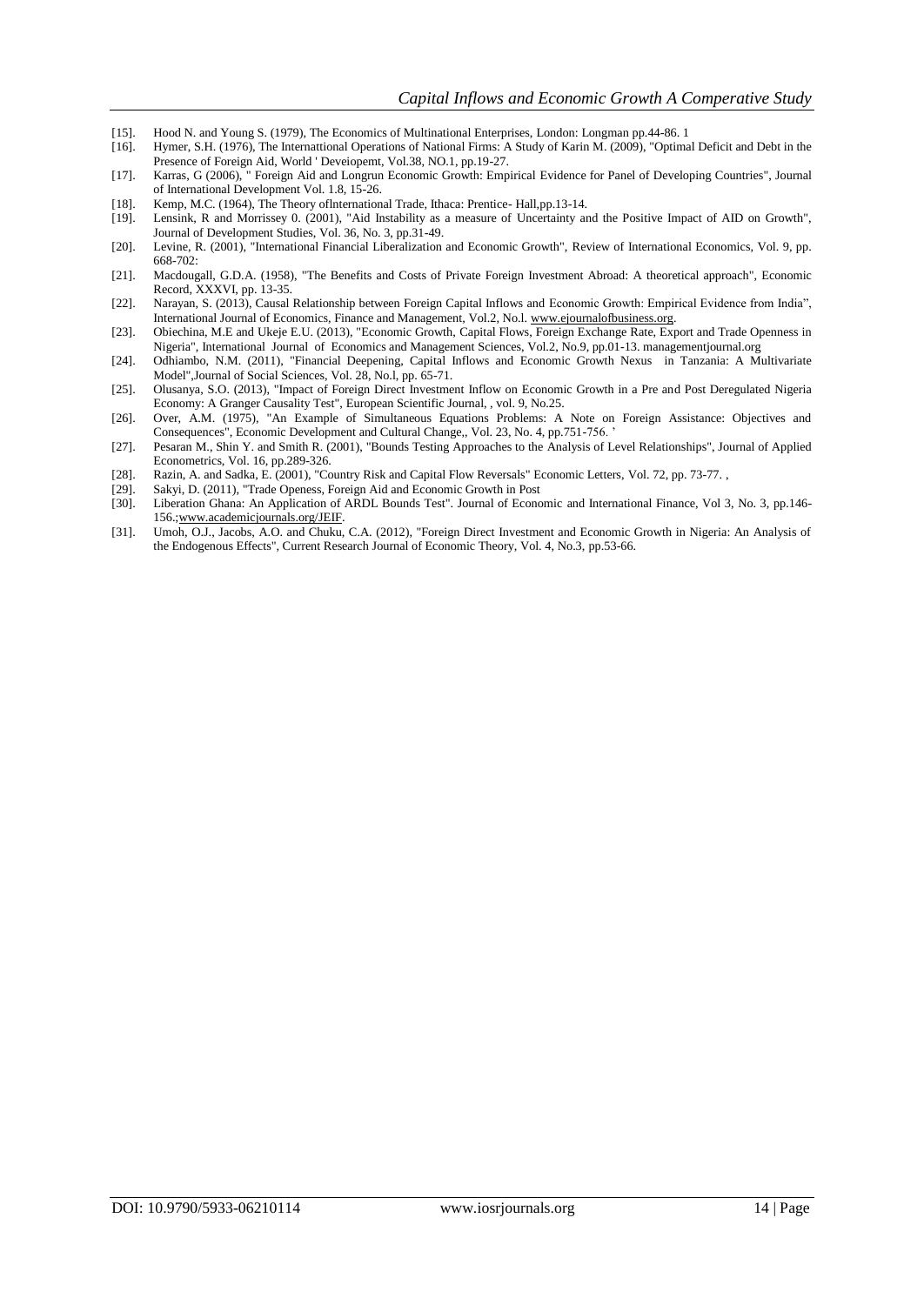[15]. Hood N. and Young S. (1979), The Economics of Multinational Enterprises, London: Longman pp.44-86. 1

[16]. Hymer, S.H. (1976), The Internattional Operations of National Firms: A Study of Karin M. (2009), "Optimal Deficit and Debt in the Presence of Foreign Aid, World ' Deveiopemt, Vol.38, NO.1, pp.19-27.

[17]. Karras, G (2006), " Foreign Aid and Longrun Economic Growth: Empirical Evidence for Panel of Developing Countries", Journal of International Development Vol. 1.8, 15-26.

[18]. Kemp, M.C. (1964), The Theory oflnternational Trade, Ithaca: Prentice- Hall,pp.13-14.

[19]. Lensink, R and Morrissey 0. (2001), "Aid Instability as a measure of Uncertainty and the Positive Impact of AID on Growth", Journal of Development Studies, Vol. 36, No. 3, pp.31-49.

[20]. Levine, R. (2001), "International Financial Liberalization and Economic Growth", Review of International Economics, Vol. 9, pp. 668-702:

[21]. Macdougall, G.D.A. (1958), "The Benefits and Costs of Private Foreign Investment Abroad: A theoretical approach", Economic Record, XXXVI, pp. 13-35.

[22]. Narayan, S. (2013), Causal Relationship between Foreign Capital Inflows and Economic Growth: Empirical Evidence from India", International Journal of Economics, Finance and Management, Vol.2, No.l. www.ejournalofbusiness.org.

[23]. Obiechina, M.E and Ukeje E.U. (2013), "Economic Growth, Capital Flows, Foreign Exchange Rate, Export and Trade Openness in Nigeria", International Journal of Economics and Management Sciences, Vol.2, No.9, pp.01-13. managementjournal.org

[24]. Odhiambo, N.M. (2011), "Financial Deepening, Capital Inflows and Economic Growth Nexus in Tanzania: A Multivariate Model",Journal of Social Sciences, Vol. 28, No.l, pp. 65-71.

[25]. Olusanya, S.O. (2013), "Impact of Foreign Direct Investment Inflow on Economic Growth in a Pre and Post Deregulated Nigeria Economy: A Granger Causality Test", European Scientific Journal, , vol. 9, No.25.

[26]. Over, A.M. (1975), "An Example of Simultaneous Equations Problems: A Note on Foreign Assistance: Objectives and Consequences", Economic Development and Cultural Change,, Vol. 23, No. 4, pp.751-756. '

[27]. Pesaran M., Shin Y. and Smith R. (2001), "Bounds Testing Approaches to the Analysis of Level Relationships", Journal of Applied Econometrics, Vol. 16, pp.289-326.

[28]. Razin, A. and Sadka, E. (2001), "Country Risk and Capital Flow Reversals" Economic Letters, Vol. 72, pp. 73-77. ,

[29]. Sakyi, D. (2011), "Trade Openess, Foreign Aid and Economic Growth in Post

[30]. Liberation Ghana: An Application of ARDL Bounds Test". Journal of Economic and International Finance, Vol 3, No. 3, pp.146-156.;www.academicjournals.org/JEIF.

[31]. Umoh, O.J., Jacobs, A.O. and Chuku, C.A. (2012), "Foreign Direct Investment and Economic Growth in Nigeria: An Analysis of the Endogenous Effects", Current Research Journal of Economic Theory, Vol. 4, No.3, pp.53-66.